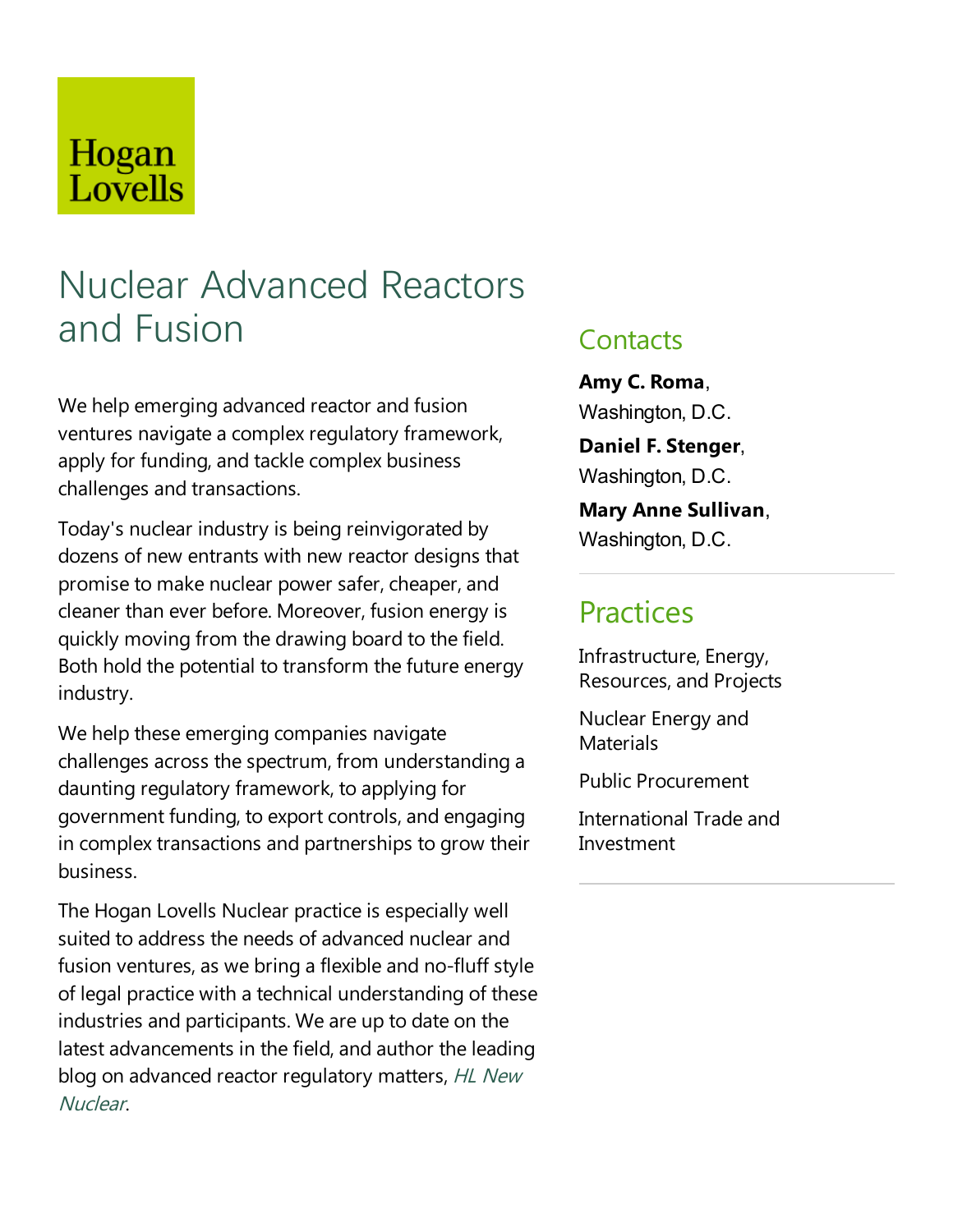Hogan Lovells

# Nuclear Advanced Reactors and Fusion

We help emerging advanced reactor and fusion ventures navigate a complex regulatory framework, apply for funding, and tackle complex business challenges and transactions.

Today's nuclear industry is being reinvigorated by dozens of new entrants with new reactor designs that promise to make nuclear power safer, cheaper, and cleaner than ever before. Moreover, fusion energy is quickly moving from the drawing board to the field. Both hold the potential to transform the future energy industry.

We help these emerging companies navigate challenges across the spectrum, from understanding a daunting regulatory framework, to applying for government funding, to export controls, and engaging in complex transactions and partnerships to grow their business.

The Hogan Lovells Nuclear practice is especially well suited to address the needs of advanced nuclear and fusion ventures, as we bring a flexible and no-fluff style of legal practice with a technical understanding of these industries and participants. We are up to date on the latest advancements in the field, and author the leading blog on advanced reactor regulatory matters, *HL New Nuclear*.

## Contacts

**Amy C. Roma**, Washington, D.C.

**Daniel F. Stenger**, Washington, D.C.

**Mary Anne Sullivan**, Washington, D.C.

## Practices

Infrastructure, Energy, Resources, and Projects

Nuclear Energy and Materials

Public Procurement

International Trade and Investment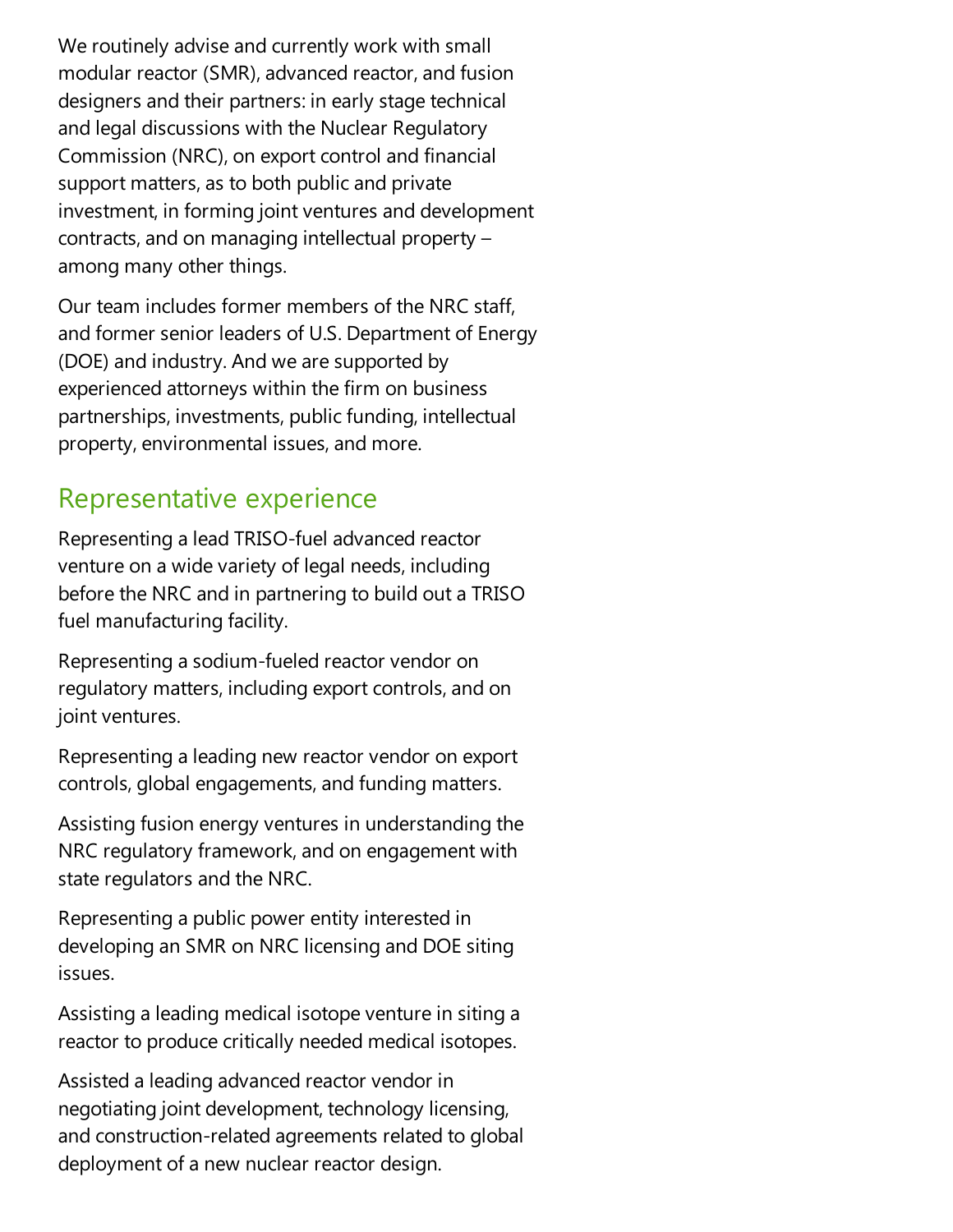We routinely advise and currently work with small modular reactor (SMR), advanced reactor, and fusion designers and their partners: in early stage technical and legal discussions with the Nuclear Regulatory Commission (NRC), on export control and financial support matters, as to both public and private investment, in forming joint ventures and development contracts, and on managing intellectual property – among many other things.

Our team includes former members of the NRC staff, and former senior leaders of U.S. Department of Energy (DOE) and industry. And we are supported by experienced attorneys within the firm on business partnerships, investments, public funding, intellectual property, environmental issues, and more.

## Representative experience

Representing a lead TRISO-fuel advanced reactor venture on a wide variety of legal needs, including before the NRC and in partnering to build out a TRISO fuel manufacturing facility.

Representing a sodium-fueled reactor vendor on regulatory matters, including export controls, and on joint ventures.

Representing a leading new reactor vendor on export controls, global engagements, and funding matters.

Assisting fusion energy ventures in understanding the NRC regulatory framework, and on engagement with state regulators and the NRC.

Representing a public power entity interested in developing an SMR on NRC licensing and DOE siting issues.

Assisting a leading medical isotope venture in siting a reactor to produce critically needed medical isotopes.

Assisted a leading advanced reactor vendor in negotiating joint development, technology licensing, and construction-related agreements related to global deployment of a new nuclear reactor design.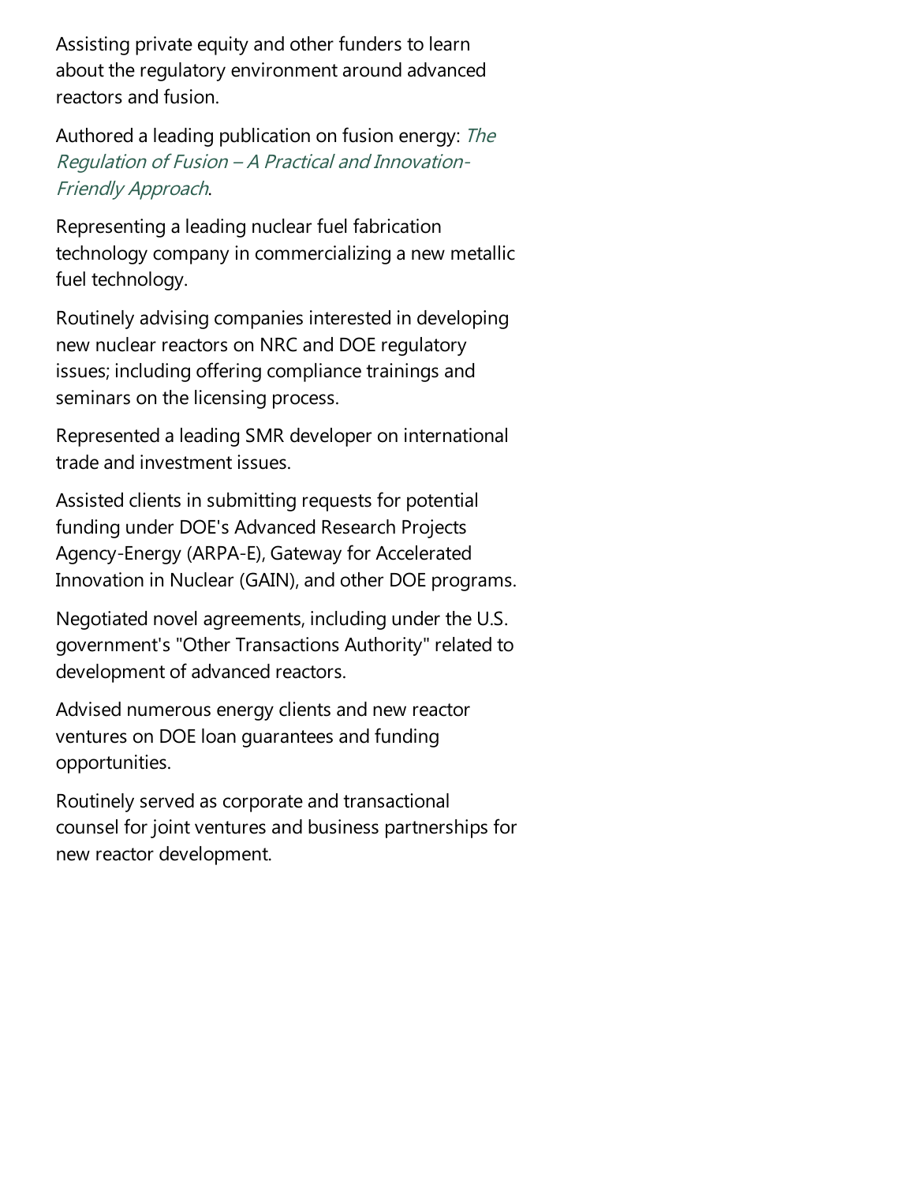Assisting private equity and other funders to learn about the regulatory environment around advanced reactors and fusion.

Authored a leading publication on fusion energy: *The Regulation of Fusion – A Practical and Innovation-Friendly Approach*.

Representing a leading nuclear fuel fabrication technology company in commercializing a new metallic fuel technology.

Routinely advising companies interested in developing new nuclear reactors on NRC and DOE regulatory issues; including offering compliance trainings and seminars on the licensing process.

Represented a leading SMR developer on international trade and investment issues.

Assisted clients in submitting requests for potential funding under DOE's Advanced Research Projects Agency-Energy (ARPA-E), Gateway for Accelerated Innovation in Nuclear (GAIN), and other DOE programs.

Negotiated novel agreements, including under the U.S. government's "Other Transactions Authority" related to development of advanced reactors.

Advised numerous energy clients and new reactor ventures on DOE loan guarantees and funding opportunities.

Routinely served as corporate and transactional counsel for joint ventures and business partnerships for new reactor development.